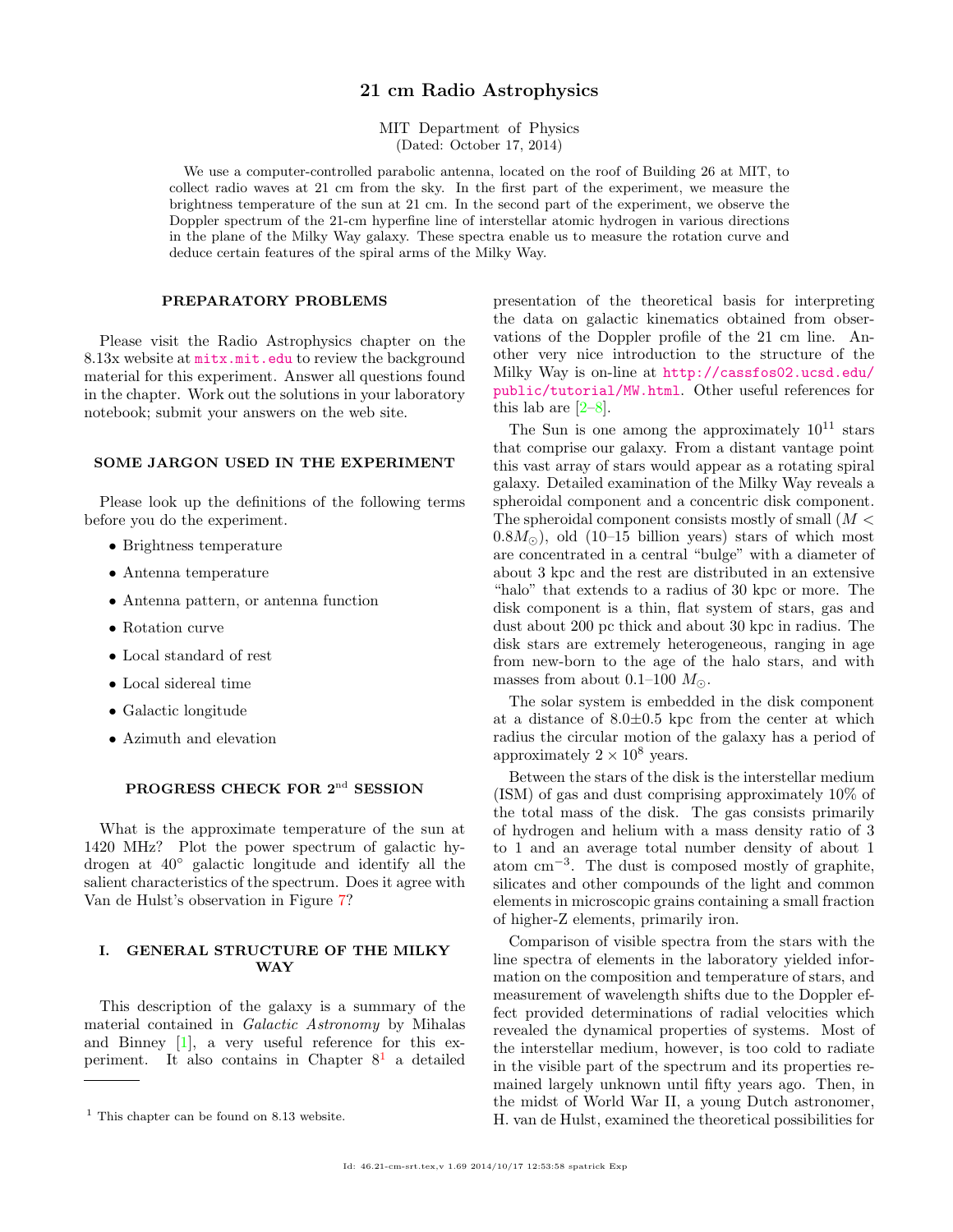# 21 cm Radio Astrophysics

MIT Department of Physics
(Dated: October 17, 2014)

We use a computer-controlled parabolic antenna, located on the roof of Building 26 at MIT, to collect radio waves at 21 cm from the sky. In the first part of the experiment, we measure the brightness temperature of the sun at 21 cm. In the second part of the experiment, we observe the Doppler spectrum of the 21-cm hyperfine line of interstellar atomic hydrogen in various directions in the plane of the Milky Way galaxy. These spectra enable us to measure the rotation curve and deduce certain features of the spiral arms of the Milky Way.

## PREPARATORY PROBLEMS

Please visit the Radio Astrophysics chapter on the 8.13x website at mitx.mit.edu to review the background material for this experiment. Answer all questions found in the chapter. Work out the solutions in your laboratory notebook; submit your answers on the web site.

## SOME JARGON USED IN THE EXPERIMENT

Please look up the definitions of the following terms before you do the experiment.

- Brightness temperature
- Antenna temperature
- Antenna pattern, or antenna function
- Rotation curve
- Local standard of rest
- Local sidereal time
- Galactic longitude
- Azimuth and elevation

## PROGRESS CHECK FOR 2nd SESSION

What is the approximate temperature of the sun at 1420 MHz? Plot the power spectrum of galactic hydrogen at 40° galactic longitude and identify all the salient characteristics of the spectrum. Does it agree with Van de Hulst's observation in Figure 7?

## I. GENERAL STRUCTURE OF THE MILKY WAY

This description of the galaxy is a summary of the material contained in *Galactic Astronomy* by Mihalas and Binney [1], a very useful reference for this experiment. It also contains in Chapter 8[1] a detailed presentation of the theoretical basis for interpreting the data on galactic kinematics obtained from observations of the Doppler profile of the 21 cm line. Another very nice introduction to the structure of the Milky Way is on-line at http://cassfos02.ucsd.edu/public/tutorial/MW.html. Other useful references for this lab are [2–8].

The Sun is one among the approximately $10^{11}$ stars that comprise our galaxy. From a distant vantage point this vast array of stars would appear as a rotating spiral galaxy. Detailed examination of the Milky Way reveals a spheroidal component and a concentric disk component. The spheroidal component consists mostly of small ($M < 0.8 M_\odot$), old (10–15 billion years) stars of which most are concentrated in a central "bulge" with a diameter of about 3 kpc and the rest are distributed in an extensive "halo" that extends to a radius of 30 kpc or more. The disk component is a thin, flat system of stars, gas and dust about 200 pc thick and about 30 kpc in radius. The disk stars are extremely heterogeneous, ranging in age from new-born to the age of the halo stars, and with masses from about 0.1–100 $M_\odot$.

The solar system is embedded in the disk component at a distance of 8.0±0.5 kpc from the center at which radius the circular motion of the galaxy has a period of approximately $2 \times 10^8$ years.

Between the stars of the disk is the interstellar medium (ISM) of gas and dust comprising approximately 10% of the total mass of the disk. The gas consists primarily of hydrogen and helium with a mass density ratio of 3 to 1 and an average total number density of about 1 atom $\mathrm{cm}^{-3}$. The dust is composed mostly of graphite, silicates and other compounds of the light and common elements in microscopic grains containing a small fraction of higher-Z elements, primarily iron.

Comparison of visible spectra from the stars with the line spectra of elements in the laboratory yielded information on the composition and temperature of stars, and measurement of wavelength shifts due to the Doppler effect provided determinations of radial velocities which revealed the dynamical properties of systems. Most of the interstellar medium, however, is too cold to radiate in the visible part of the spectrum and its properties remained largely unknown until fifty years ago. Then, in the midst of World War II, a young Dutch astronomer, H. van de Hulst, examined the theoretical possibilities for

[1] This chapter can be found on 8.13 website.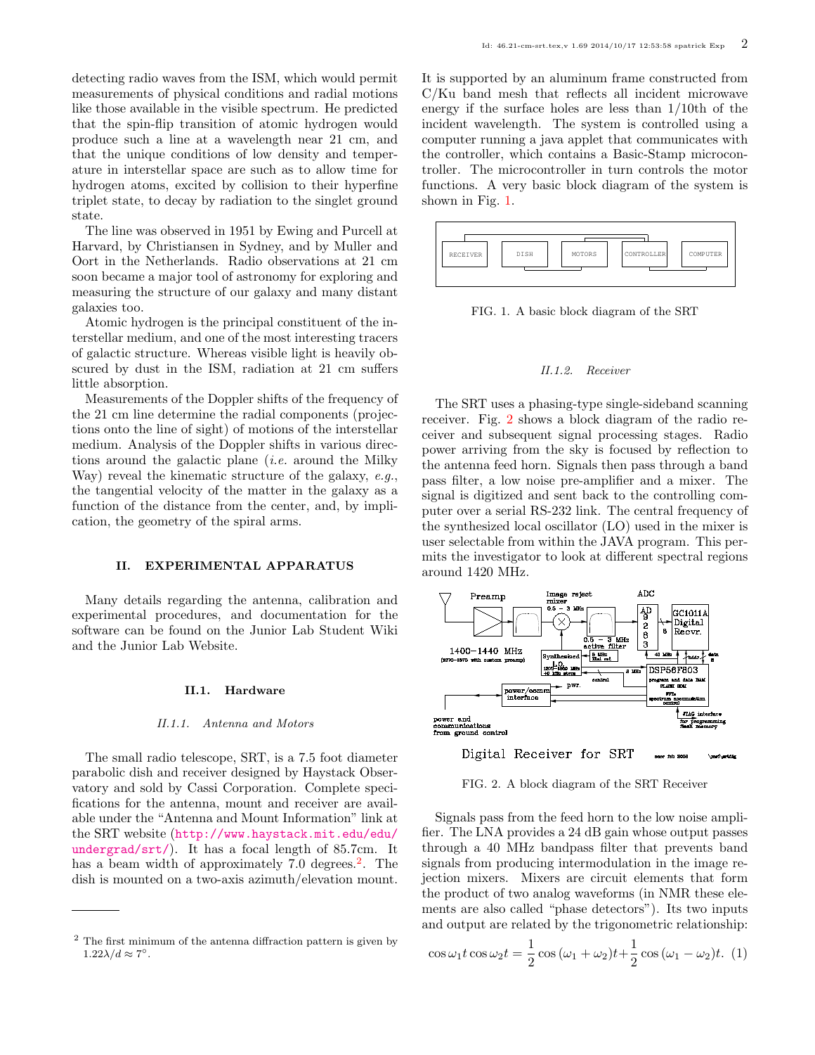detecting radio waves from the ISM, which would permit measurements of physical conditions and radial motions like those available in the visible spectrum. He predicted that the spin-flip transition of atomic hydrogen would produce such a line at a wavelength near 21 cm, and that the unique conditions of low density and temperature in interstellar space are such as to allow time for hydrogen atoms, excited by collision to their hyperfine triplet state, to decay by radiation to the singlet ground state.

The line was observed in 1951 by Ewing and Purcell at Harvard, by Christiansen in Sydney, and by Muller and Oort in the Netherlands. Radio observations at 21 cm soon became a major tool of astronomy for exploring and measuring the structure of our galaxy and many distant galaxies too.

Atomic hydrogen is the principal constituent of the interstellar medium, and one of the most interesting tracers of galactic structure. Whereas visible light is heavily obscured by dust in the ISM, radiation at 21 cm suffers little absorption.

Measurements of the Doppler shifts of the frequency of the 21 cm line determine the radial components (projections onto the line of sight) of motions of the interstellar medium. Analysis of the Doppler shifts in various directions around the galactic plane (*i.e.* around the Milky Way) reveal the kinematic structure of the galaxy, *e.g.*, the tangential velocity of the matter in the galaxy as a function of the distance from the center, and, by implication, the geometry of the spiral arms.

## II. EXPERIMENTAL APPARATUS

Many details regarding the antenna, calibration and experimental procedures, and documentation for the software can be found on the Junior Lab Student Wiki and the Junior Lab Website.

### II.1. Hardware

#### *II.1.1. Antenna and Motors*

The small radio telescope, SRT, is a 7.5 foot diameter parabolic dish and receiver designed by Haystack Observatory and sold by Cassi Corporation. Complete specifications for the antenna, mount and receiver are available under the "Antenna and Mount Information" link at the SRT website (http://www.haystack.mit.edu/edu/undergrad/srt/). It has a focal length of 85.7cm. It has a beam width of approximately 7.0 degrees.[2]. The dish is mounted on a two-axis azimuth/elevation mount. It is supported by an aluminum frame constructed from C/Ku band mesh that reflects all incident microwave energy if the surface holes are less than 1/10th of the incident wavelength. The system is controlled using a computer running a java applet that communicates with the controller, which contains a Basic-Stamp microcontroller. The microcontroller in turn controls the motor functions. A very basic block diagram of the system is shown in Fig. 1.

RECEIVER
DISH
MOTORS
CONTROLLER
COMPUTER

FIG. 1. A basic block diagram of the SRT

#### *II.1.2. Receiver*

The SRT uses a phasing-type single-sideband scanning receiver. Fig. 2 shows a block diagram of the radio receiver and subsequent signal processing stages. Radio power arriving from the sky is focused by reflection to the antenna feed horn. Signals then pass through a band pass filter, a low noise pre-amplifier and a mixer. The signal is digitized and sent back to the controlling computer over a serial RS-232 link. The central frequency of the synthesized local oscillator (LO) used in the mixer is user selectable from within the JAVA program. This permits the investigator to look at different spectral regions around 1420 MHz.

Preamp
Image reject mixer
0.5 – 3 MHz
ADC
AD 9 2 8 3
GC1011A Digital Recvr.
1400–1440 MHz
(1370–1670 with custom preamp)
0.5 – 3 MHz active filter
Synthesized L.O.
1370–1660 MHz 40 kHz steps
8 MHz Xtal ref
40 MHz
DSP56F803
program and data RAM FLASH ROM FFTs spectrum accumulation control
power/comm interface
pwr.
control
power and communications from ground control
JTAG interface for programming flash memory

Digital Receiver for SRT

FIG. 2. A block diagram of the SRT Receiver

Signals pass from the feed horn to the low noise amplifier. The LNA provides a 24 dB gain whose output passes through a 40 MHz bandpass filter that prevents band signals from producing intermodulation in the image rejection mixers. Mixers are circuit elements that form the product of two analog waveforms (in NMR these elements are also called "phase detectors"). Its two inputs and output are related by the trigonometric relationship:

$$\cos\omega_1 t \cos\omega_2 t = \frac{1}{2}\cos(\omega_1+\omega_2)t + \frac{1}{2}\cos(\omega_1-\omega_2)t. \quad (1)$$

[2] The first minimum of the antenna diffraction pattern is given by $1.22\lambda/d \approx 7^\circ$.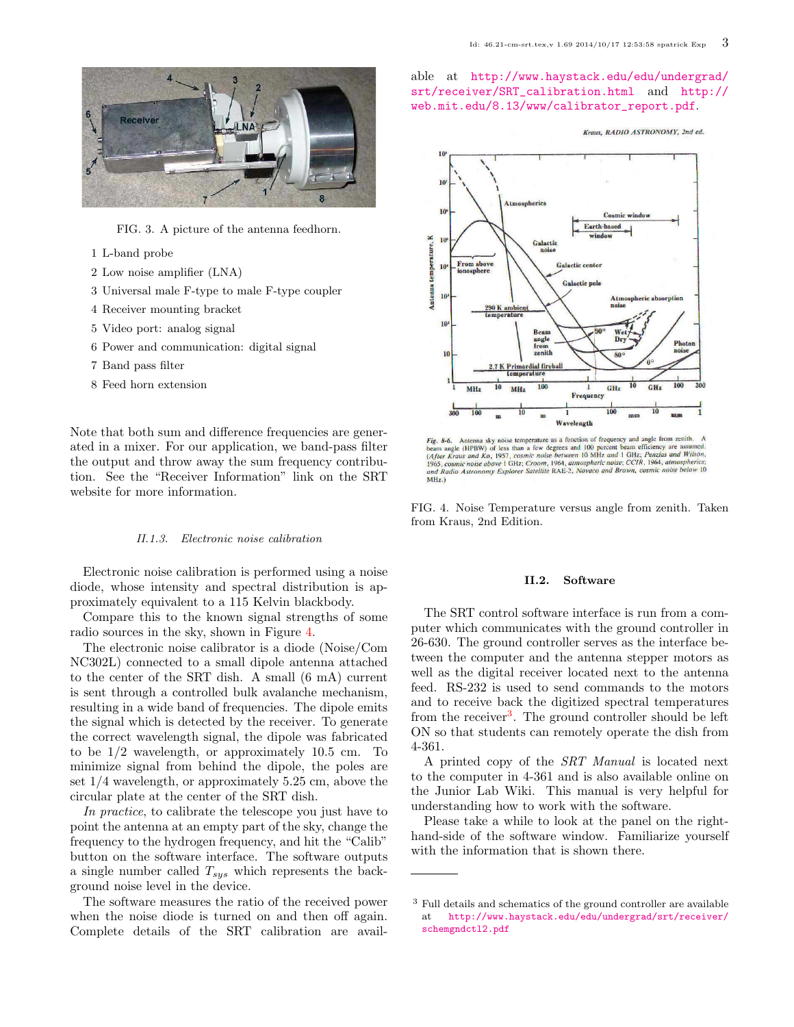FIG. 3. A picture of the antenna feedhorn.

1 L-band probe

2 Low noise amplifier (LNA)

3 Universal male F-type to male F-type coupler

4 Receiver mounting bracket

5 Video port: analog signal

6 Power and communication: digital signal

7 Band pass filter

8 Feed horn extension

Note that both sum and difference frequencies are generated in a mixer. For our application, we band-pass filter the output and throw away the sum frequency contribution. See the "Receiver Information" link on the SRT website for more information.

#### II.1.3. Electronic noise calibration

Electronic noise calibration is performed using a noise diode, whose intensity and spectral distribution is approximately equivalent to a 115 Kelvin blackbody.

Compare this to the known signal strengths of some radio sources in the sky, shown in Figure 4.

The electronic noise calibrator is a diode (Noise/Com NC302L) connected to a small dipole antenna attached to the center of the SRT dish. A small (6 mA) current is sent through a controlled bulk avalanche mechanism, resulting in a wide band of frequencies. The dipole emits the signal which is detected by the receiver. To generate the correct wavelength signal, the dipole was fabricated to be 1/2 wavelength, or approximately 10.5 cm. To minimize signal from behind the dipole, the poles are set 1/4 wavelength, or approximately 5.25 cm, above the circular plate at the center of the SRT dish.

*In practice*, to calibrate the telescope you just have to point the antenna at an empty part of the sky, change the frequency to the hydrogen frequency, and hit the "Calib" button on the software interface. The software outputs a single number called $T_{sys}$ which represents the background noise level in the device.

The software measures the ratio of the received power when the noise diode is turned on and then off again. Complete details of the SRT calibration are available at http://www.haystack.edu/edu/undergrad/srt/receiver/SRT_calibration.html and http://web.mit.edu/8.13/www/calibrator_report.pdf.

Kraus, RADIO ASTRONOMY, 2nd ed.

Antenna temperature, K

Atmospherics

Cosmic window

Earth-based window

Galactic noise

From above ionosphere

Galactic center

Galactic pole

Atmospheric absorption noise

290 K ambient temperature

Beam angle from zenith

90°

Wet

Dry

80°

0°

Photon noise

2.7 K Primordial fireball temperature

Frequency

1 MHz 10 MHz 100 1 GHz 10 GHz 100 300

Wavelength

300 100 m 10 m 1 100 mm 10 mm 1

*Fig. 8-6.* Antenna sky noise temperature as a function of frequency and angle from zenith. A beam angle (HPBW) of less than a few degrees and 100 percent beam efficiency are assumed. (*After Kraus and Ko*, 1957, *cosmic noise between 10 MHz and 1 GHz*; *Penzias and Wilson*, 1965, *cosmic noise above 1 GHz*; *Croom*, 1964, *atmospheric noise*; *CCIR*, 1964, *atmospherics*; *and Radio Astronomy Explorer Satellite RAE-2*, *Novaco and Brown*, *cosmic noise below 10 MHz*.)

FIG. 4. Noise Temperature versus angle from zenith. Taken from Kraus, 2nd Edition.

### II.2. Software

The SRT control software interface is run from a computer which communicates with the ground controller in 26-630. The ground controller serves as the interface between the computer and the antenna stepper motors as well as the digital receiver located next to the antenna feed. RS-232 is used to send commands to the motors and to receive back the digitized spectral temperatures from the receiver[3]. The ground controller should be left ON so that students can remotely operate the dish from 4-361.

A printed copy of the *SRT Manual* is located next to the computer in 4-361 and is also available online on the Junior Lab Wiki. This manual is very helpful for understanding how to work with the software.

Please take a while to look at the panel on the right-hand-side of the software window. Familiarize yourself with the information that is shown there.

[3] Full details and schematics of the ground controller are available at http://www.haystack.edu/edu/undergrad/srt/receiver/schemgndctl2.pdf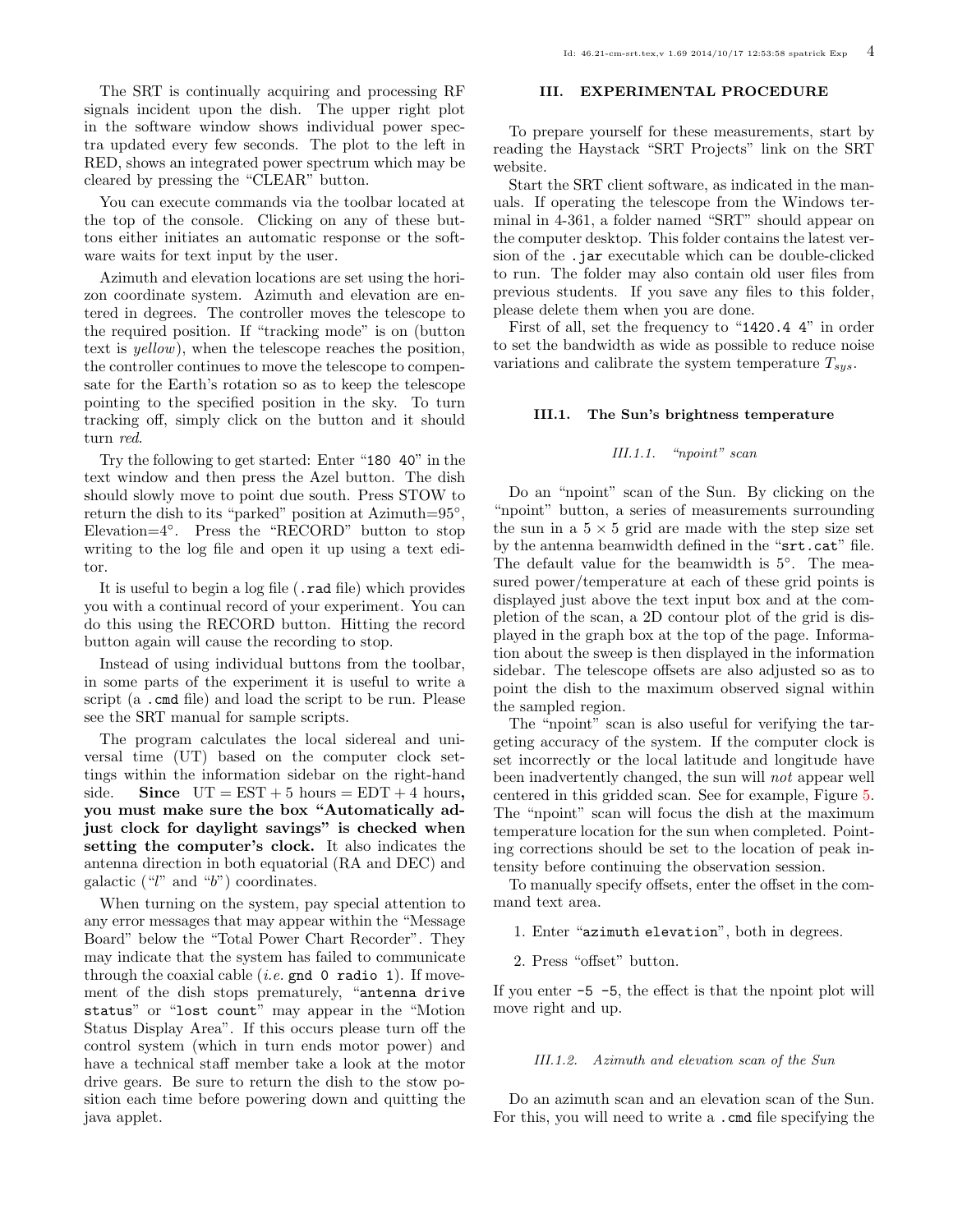The SRT is continually acquiring and processing RF signals incident upon the dish. The upper right plot in the software window shows individual power spectra updated every few seconds. The plot to the left in RED, shows an integrated power spectrum which may be cleared by pressing the "CLEAR" button.

You can execute commands via the toolbar located at the top of the console. Clicking on any of these buttons either initiates an automatic response or the software waits for text input by the user.

Azimuth and elevation locations are set using the horizon coordinate system. Azimuth and elevation are entered in degrees. The controller moves the telescope to the required position. If "tracking mode" is on (button text is *yellow*), when the telescope reaches the position, the controller continues to move the telescope to compensate for the Earth's rotation so as to keep the telescope pointing to the specified position in the sky. To turn tracking off, simply click on the button and it should turn *red*.

Try the following to get started: Enter "`180 40`" in the text window and then press the Azel button. The dish should slowly move to point due south. Press STOW to return the dish to its "parked" position at Azimuth=95°, Elevation=4°. Press the "RECORD" button to stop writing to the log file and open it up using a text editor.

It is useful to begin a log file (`.rad` file) which provides you with a continual record of your experiment. You can do this using the RECORD button. Hitting the record button again will cause the recording to stop.

Instead of using individual buttons from the toolbar, in some parts of the experiment it is useful to write a script (a `.cmd` file) and load the script to be run. Please see the SRT manual for sample scripts.

The program calculates the local sidereal and universal time (UT) based on the computer clock settings within the information sidebar on the right-hand side. **Since UT = EST + 5 hours = EDT + 4 hours, you must make sure the box "Automatically adjust clock for daylight savings" is checked when setting the computer's clock.** It also indicates the antenna direction in both equatorial (RA and DEC) and galactic ("$l$" and "$b$") coordinates.

When turning on the system, pay special attention to any error messages that may appear within the "Message Board" below the "Total Power Chart Recorder". They may indicate that the system has failed to communicate through the coaxial cable (*i.e.* `gnd 0 radio 1`). If movement of the dish stops prematurely, "`antenna drive status`" or "`lost count`" may appear in the "Motion Status Display Area". If this occurs please turn off the control system (which in turn ends motor power) and have a technical staff member take a look at the motor drive gears. Be sure to return the dish to the stow position each time before powering down and quitting the java applet.

## III. EXPERIMENTAL PROCEDURE

To prepare yourself for these measurements, start by reading the Haystack "SRT Projects" link on the SRT website.

Start the SRT client software, as indicated in the manuals. If operating the telescope from the Windows terminal in 4-361, a folder named "SRT" should appear on the computer desktop. This folder contains the latest version of the `.jar` executable which can be double-clicked to run. The folder may also contain old user files from previous students. If you save any files to this folder, please delete them when you are done.

First of all, set the frequency to "`1420.4 4`" in order to set the bandwidth as wide as possible to reduce noise variations and calibrate the system temperature $T_{sys}$.

### III.1. The Sun's brightness temperature

#### III.1.1. "npoint" scan

Do an "npoint" scan of the Sun. By clicking on the "npoint" button, a series of measurements surrounding the sun in a $5 \times 5$ grid are made with the step size set by the antenna beamwidth defined in the "`srt.cat`" file. The default value for the beamwidth is 5°. The measured power/temperature at each of these grid points is displayed just above the text input box and at the completion of the scan, a 2D contour plot of the grid is displayed in the graph box at the top of the page. Information about the sweep is then displayed in the information sidebar. The telescope offsets are also adjusted so as to point the dish to the maximum observed signal within the sampled region.

The "npoint" scan is also useful for verifying the targeting accuracy of the system. If the computer clock is set incorrectly or the local latitude and longitude have been inadvertently changed, the sun will *not* appear well centered in this gridded scan. See for example, Figure 5. The "npoint" scan will focus the dish at the maximum temperature location for the sun when completed. Pointing corrections should be set to the location of peak intensity before continuing the observation session.

To manually specify offsets, enter the offset in the command text area.

1. Enter "`azimuth elevation`", both in degrees.
2. Press "offset" button.

If you enter `-5 -5`, the effect is that the npoint plot will move right and up.

#### III.1.2. Azimuth and elevation scan of the Sun

Do an azimuth scan and an elevation scan of the Sun. For this, you will need to write a `.cmd` file specifying the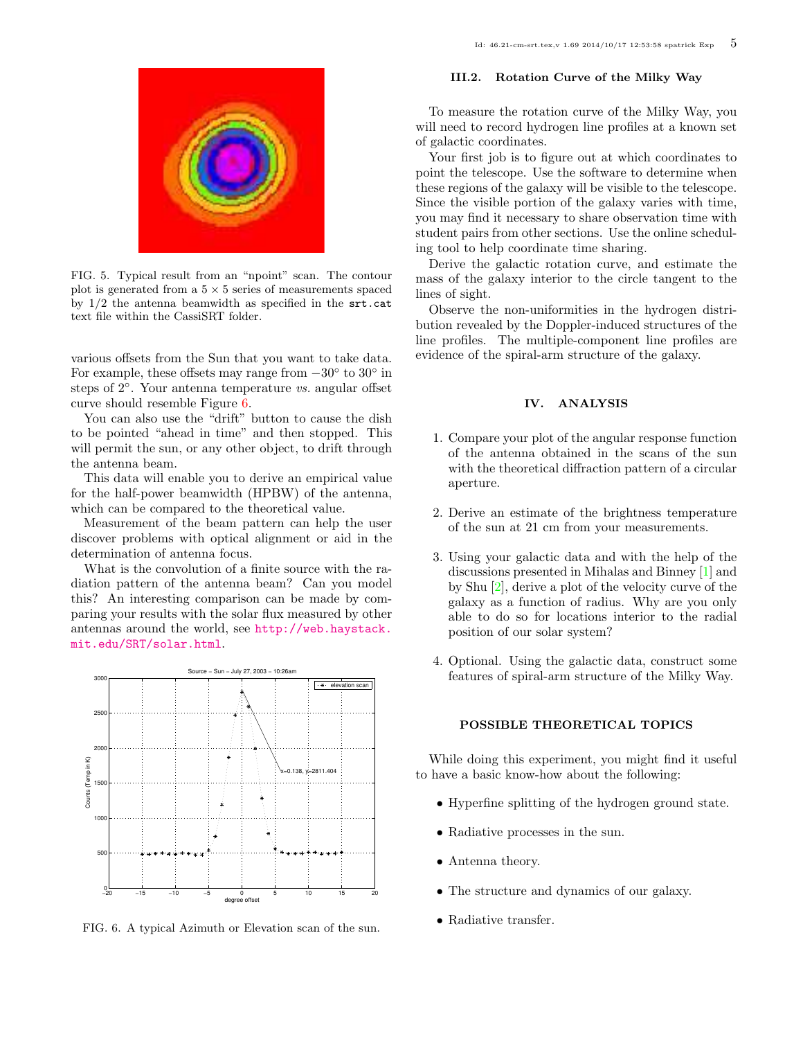FIG. 5. Typical result from an "npoint" scan. The contour plot is generated from a 5 × 5 series of measurements spaced by 1/2 the antenna beamwidth as specified in the `srt.cat` text file within the CassiSRT folder.

various offsets from the Sun that you want to take data. For example, these offsets may range from −30° to 30° in steps of 2°. Your antenna temperature *vs.* angular offset curve should resemble Figure 6.

You can also use the "drift" button to cause the dish to be pointed "ahead in time" and then stopped. This will permit the sun, or any other object, to drift through the antenna beam.

This data will enable you to derive an empirical value for the half-power beamwidth (HPBW) of the antenna, which can be compared to the theoretical value.

Measurement of the beam pattern can help the user discover problems with optical alignment or aid in the determination of antenna focus.

What is the convolution of a finite source with the radiation pattern of the antenna beam? Can you model this? An interesting comparison can be made by comparing your results with the solar flux measured by other antennas around the world, see http://web.haystack.mit.edu/SRT/solar.html.

Source – Sun – July 27, 2003 – 10:26am

elevation scan

x=0.138, y=2811.404

Counts (Temp in K)

degree offset

FIG. 6. A typical Azimuth or Elevation scan of the sun.

### III.2. Rotation Curve of the Milky Way

To measure the rotation curve of the Milky Way, you will need to record hydrogen line profiles at a known set of galactic coordinates.

Your first job is to figure out at which coordinates to point the telescope. Use the software to determine when these regions of the galaxy will be visible to the telescope. Since the visible portion of the galaxy varies with time, you may find it necessary to share observation time with student pairs from other sections. Use the online scheduling tool to help coordinate time sharing.

Derive the galactic rotation curve, and estimate the mass of the galaxy interior to the circle tangent to the lines of sight.

Observe the non-uniformities in the hydrogen distribution revealed by the Doppler-induced structures of the line profiles. The multiple-component line profiles are evidence of the spiral-arm structure of the galaxy.

## IV. ANALYSIS

1. Compare your plot of the angular response function of the antenna obtained in the scans of the sun with the theoretical diffraction pattern of a circular aperture.

2. Derive an estimate of the brightness temperature of the sun at 21 cm from your measurements.

3. Using your galactic data and with the help of the discussions presented in Mihalas and Binney [1] and by Shu [2], derive a plot of the velocity curve of the galaxy as a function of radius. Why are you only able to do so for locations interior to the radial position of our solar system?

4. Optional. Using the galactic data, construct some features of spiral-arm structure of the Milky Way.

## POSSIBLE THEORETICAL TOPICS

While doing this experiment, you might find it useful to have a basic know-how about the following:

- Hyperfine splitting of the hydrogen ground state.
- Radiative processes in the sun.
- Antenna theory.
- The structure and dynamics of our galaxy.
- Radiative transfer.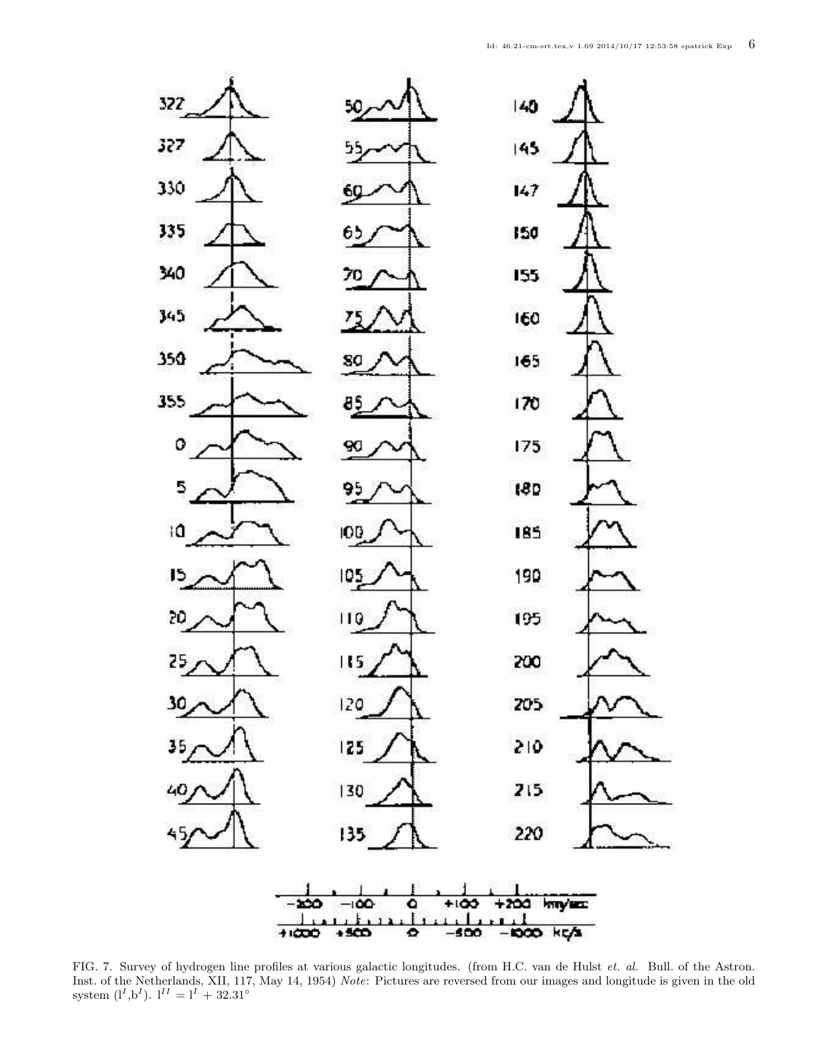322

327

330

335

340

345

350

355

0

5

10

15

20

25

30

35

40

45

50

55

60

65

70

75

80

85

90

95

100

105

110

115

120

125

130

135

140

145

147

150

155

160

165

170

175

180

185

190

195

200

205

210

215

220

−200 −100 0 +100 +200 km/sec

+1000 +500 0 −500 −1000 kc/s

FIG. 7. Survey of hydrogen line profiles at various galactic longitudes. (from H.C. van de Hulst *et. al.* Bull. of the Astron. Inst. of the Netherlands, XII, 117, May 14, 1954) *Note*: Pictures are reversed from our images and longitude is given in the old system ($l^I$,$b^I$). $l^{II} = l^I + 32.31°$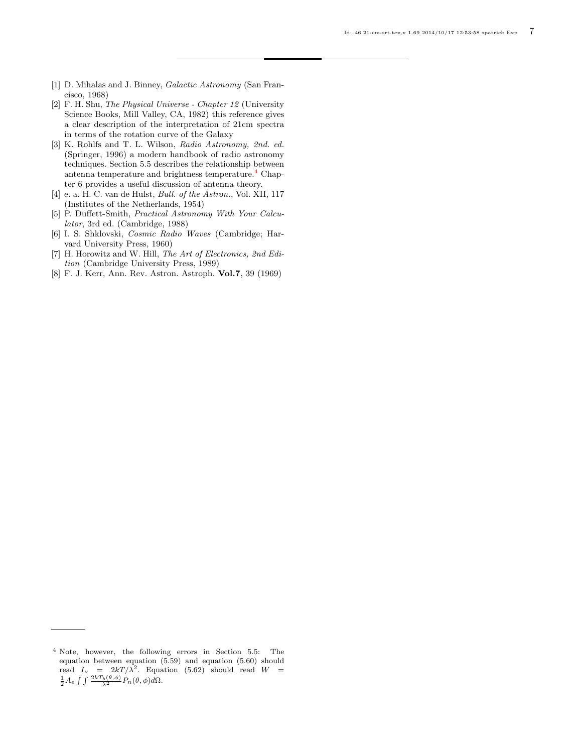[1] D. Mihalas and J. Binney, *Galactic Astronomy* (San Francisco, 1968)

[2] F. H. Shu, *The Physical Universe - Chapter 12* (University Science Books, Mill Valley, CA, 1982) this reference gives a clear description of the interpretation of 21cm spectra in terms of the rotation curve of the Galaxy

[3] K. Rohlfs and T. L. Wilson, *Radio Astronomy, 2nd. ed.* (Springer, 1996) a modern handbook of radio astronomy techniques. Section 5.5 describes the relationship between antenna temperature and brightness temperature.[4] Chapter 6 provides a useful discussion of antenna theory.

[4] e. a. H. C. van de Hulst, *Bull. of the Astron.*, Vol. XII, 117 (Institutes of the Netherlands, 1954)

[5] P. Duffett-Smith, *Practical Astronomy With Your Calculator*, 3rd ed. (Cambridge, 1988)

[6] I. S. Shklovski, *Cosmic Radio Waves* (Cambridge; Harvard University Press, 1960)

[7] H. Horowitz and W. Hill, *The Art of Electronics, 2nd Edition* (Cambridge University Press, 1989)

[8] F. J. Kerr, Ann. Rev. Astron. Astroph. **Vol.7**, 39 (1969)

---

[4] Note, however, the following errors in Section 5.5: The equation between equation (5.59) and equation (5.60) should read $I_\nu = 2kT/\lambda^2$. Equation (5.62) should read $W = \frac{1}{2}A_e \int\int \frac{2kT_b(\theta,\phi)}{\lambda^2} P_n(\theta,\phi) d\Omega$.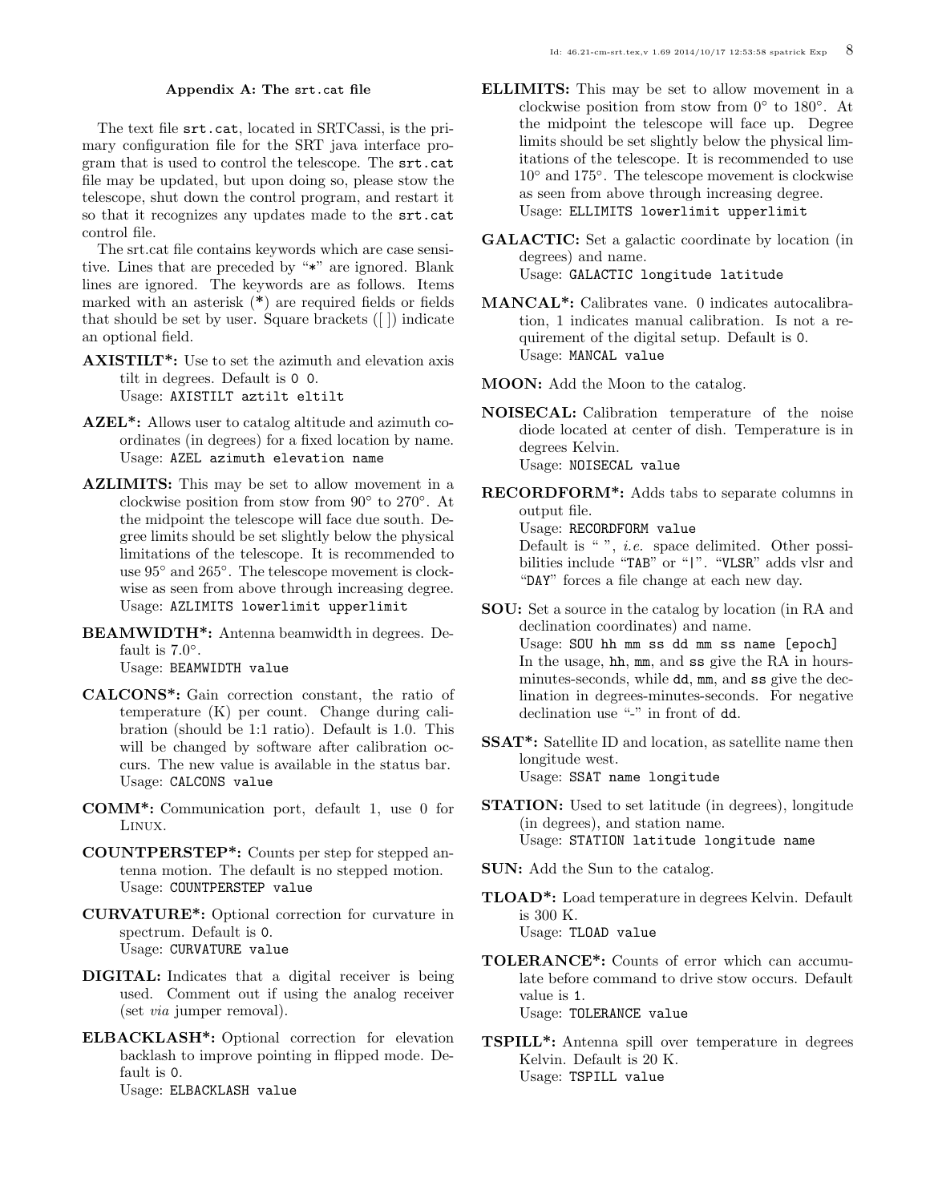### Appendix A: The srt.cat file

The text file `srt.cat`, located in SRTCassi, is the primary configuration file for the SRT java interface program that is used to control the telescope. The `srt.cat` file may be updated, but upon doing so, please stow the telescope, shut down the control program, and restart it so that it recognizes any updates made to the `srt.cat` control file.

The srt.cat file contains keywords which are case sensitive. Lines that are preceded by "*" are ignored. Blank lines are ignored. The keywords are as follows. Items marked with an asterisk (*) are required fields or fields that should be set by user. Square brackets ([ ]) indicate an optional field.

**AXISTILT*:** Use to set the azimuth and elevation axis tilt in degrees. Default is `0 0`.
Usage: `AXISTILT aztilt eltilt`

**AZEL*:** Allows user to catalog altitude and azimuth coordinates (in degrees) for a fixed location by name.
Usage: `AZEL azimuth elevation name`

**AZLIMITS:** This may be set to allow movement in a clockwise position from stow from 90° to 270°. At the midpoint the telescope will face due south. Degree limits should be set slightly below the physical limitations of the telescope. It is recommended to use 95° and 265°. The telescope movement is clockwise as seen from above through increasing degree.
Usage: `AZLIMITS lowerlimit upperlimit`

**BEAMWIDTH*:** Antenna beamwidth in degrees. Default is 7.0°.
Usage: `BEAMWIDTH value`

**CALCONS*:** Gain correction constant, the ratio of temperature (K) per count. Change during calibration (should be 1:1 ratio). Default is 1.0. This will be changed by software after calibration occurs. The new value is available in the status bar.
Usage: `CALCONS value`

**COMM*:** Communication port, default 1, use 0 for Linux.

**COUNTPERSTEP*:** Counts per step for stepped antenna motion. The default is no stepped motion.
Usage: `COUNTPERSTEP value`

**CURVATURE*:** Optional correction for curvature in spectrum. Default is `0`.
Usage: `CURVATURE value`

**DIGITAL:** Indicates that a digital receiver is being used. Comment out if using the analog receiver (set *via* jumper removal).

**ELBACKLASH*:** Optional correction for elevation backlash to improve pointing in flipped mode. Default is `0`.
Usage: `ELBACKLASH value`

**ELLIMITS:** This may be set to allow movement in a clockwise position from stow from 0° to 180°. At the midpoint the telescope will face up. Degree limits should be set slightly below the physical limitations of the telescope. It is recommended to use 10° and 175°. The telescope movement is clockwise as seen from above through increasing degree.
Usage: `ELLIMITS lowerlimit upperlimit`

**GALACTIC:** Set a galactic coordinate by location (in degrees) and name.
Usage: `GALACTIC longitude latitude`

**MANCAL*:** Calibrates vane. 0 indicates autocalibration, 1 indicates manual calibration. Is not a requirement of the digital setup. Default is `0`.
Usage: `MANCAL value`

**MOON:** Add the Moon to the catalog.

**NOISECAL:** Calibration temperature of the noise diode located at center of dish. Temperature is in degrees Kelvin.
Usage: `NOISECAL value`

**RECORDFORM*:** Adds tabs to separate columns in output file.
Usage: `RECORDFORM value`
Default is " ", *i.e.* space delimited. Other possibilities include "`TAB`" or "`|`". "`VLSR`" adds vlsr and "`DAY`" forces a file change at each new day.

**SOU:** Set a source in the catalog by location (in RA and declination coordinates) and name.
Usage: `SOU hh mm ss dd mm ss name [epoch]`
In the usage, `hh`, `mm`, and `ss` give the RA in hours-minutes-seconds, while `dd`, `mm`, and `ss` give the declination in degrees-minutes-seconds. For negative declination use "-" in front of `dd`.

**SSAT*:** Satellite ID and location, as satellite name then longitude west.
Usage: `SSAT name longitude`

**STATION:** Used to set latitude (in degrees), longitude (in degrees), and station name.
Usage: `STATION latitude longitude name`

**SUN:** Add the Sun to the catalog.

**TLOAD*:** Load temperature in degrees Kelvin. Default is 300 K.
Usage: `TLOAD value`

**TOLERANCE*:** Counts of error which can accumulate before command to drive stow occurs. Default value is `1`.
Usage: `TOLERANCE value`

**TSPILL*:** Antenna spill over temperature in degrees Kelvin. Default is 20 K.
Usage: `TSPILL value`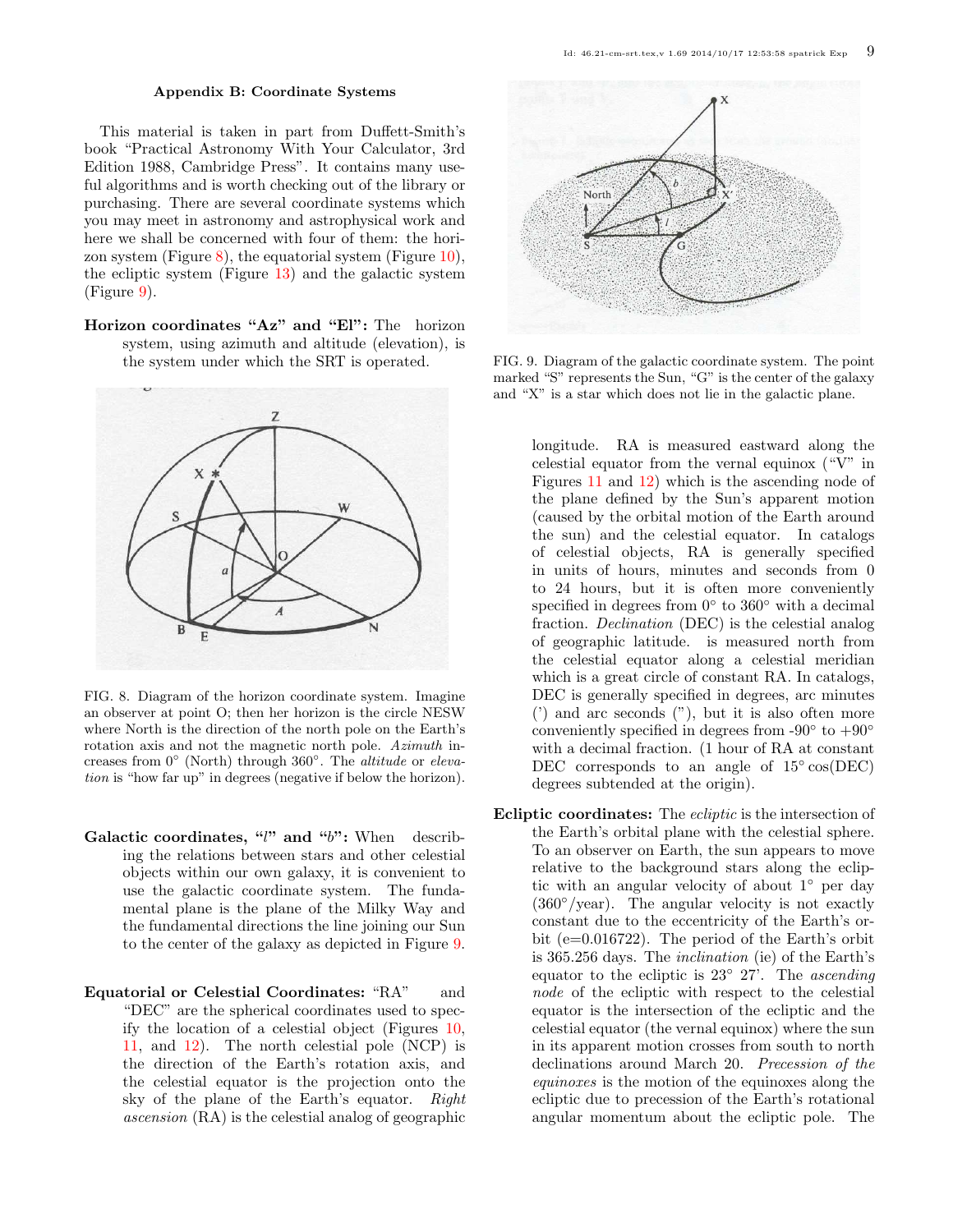### Appendix B: Coordinate Systems

This material is taken in part from Duffett-Smith's book "Practical Astronomy With Your Calculator, 3rd Edition 1988, Cambridge Press". It contains many useful algorithms and is worth checking out of the library or purchasing. There are several coordinate systems which you may meet in astronomy and astrophysical work and here we shall be concerned with four of them: the horizon system (Figure 8), the equatorial system (Figure 10), the ecliptic system (Figure 13) and the galactic system (Figure 9).

**Horizon coordinates "Az" and "El":** The horizon system, using azimuth and altitude (elevation), is the system under which the SRT is operated.

FIG. 8. Diagram of the horizon coordinate system. Imagine an observer at point O; then her horizon is the circle NESW where North is the direction of the north pole on the Earth's rotation axis and not the magnetic north pole. *Azimuth* increases from 0° (North) through 360°. The *altitude* or *elevation* is "how far up" in degrees (negative if below the horizon).

**Galactic coordinates, "*l*" and "*b*":** When describing the relations between stars and other celestial objects within our own galaxy, it is convenient to use the galactic coordinate system. The fundamental plane is the plane of the Milky Way and the fundamental directions the line joining our Sun to the center of the galaxy as depicted in Figure 9.

**Equatorial or Celestial Coordinates:** "RA" and "DEC" are the spherical coordinates used to specify the location of a celestial object (Figures 10, 11, and 12). The north celestial pole (NCP) is the direction of the Earth's rotation axis, and the celestial equator is the projection onto the sky of the plane of the Earth's equator. *Right ascension* (RA) is the celestial analog of geographic longitude. RA is measured eastward along the celestial equator from the vernal equinox ("V" in Figures 11 and 12) which is the ascending node of the plane defined by the Sun's apparent motion (caused by the orbital motion of the Earth around the sun) and the celestial equator. In catalogs of celestial objects, RA is generally specified in units of hours, minutes and seconds from 0 to 24 hours, but it is often more conveniently specified in degrees from 0° to 360° with a decimal fraction. *Declination* (DEC) is the celestial analog of geographic latitude. is measured north from the celestial equator along a celestial meridian which is a great circle of constant RA. In catalogs, DEC is generally specified in degrees, arc minutes (') and arc seconds ("), but it is also often more conveniently specified in degrees from -90° to +90° with a decimal fraction. (1 hour of RA at constant DEC corresponds to an angle of $15° \cos(\mathrm{DEC})$ degrees subtended at the origin).

FIG. 9. Diagram of the galactic coordinate system. The point marked "S" represents the Sun, "G" is the center of the galaxy and "X" is a star which does not lie in the galactic plane.

**Ecliptic coordinates:** The *ecliptic* is the intersection of the Earth's orbital plane with the celestial sphere. To an observer on Earth, the sun appears to move relative to the background stars along the ecliptic with an angular velocity of about 1° per day (360°/year). The angular velocity is not exactly constant due to the eccentricity of the Earth's orbit (e=0.016722). The period of the Earth's orbit is 365.256 days. The *inclination* (ie) of the Earth's equator to the ecliptic is 23° 27'. The *ascending node* of the ecliptic with respect to the celestial equator is the intersection of the ecliptic and the celestial equator (the vernal equinox) where the sun in its apparent motion crosses from south to north declinations around March 20. *Precession of the equinoxes* is the motion of the equinoxes along the ecliptic due to precession of the Earth's rotational angular momentum about the ecliptic pole. The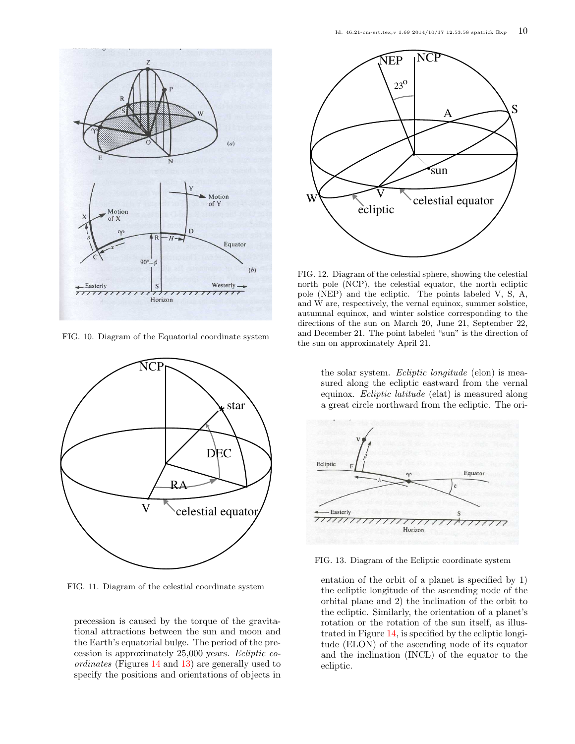FIG. 10. Diagram of the Equatorial coordinate system

FIG. 11. Diagram of the celestial coordinate system

precession is caused by the torque of the gravitational attractions between the sun and moon and the Earth's equatorial bulge. The period of the precession is approximately 25,000 years. *Ecliptic coordinates* (Figures 14 and 13) are generally used to specify the positions and orientations of objects in

FIG. 12. Diagram of the celestial sphere, showing the celestial north pole (NCP), the celestial equator, the north ecliptic pole (NEP) and the ecliptic. The points labeled V, S, A, and W are, respectively, the vernal equinox, summer solstice, autumnal equinox, and winter solstice corresponding to the directions of the sun on March 20, June 21, September 22, and December 21. The point labeled "sun" is the direction of the sun on approximately April 21.

the solar system. *Ecliptic longitude* (elon) is measured along the ecliptic eastward from the vernal equinox. *Ecliptic latitude* (elat) is measured along a great circle northward from the ecliptic. The orientation of the orbit of a planet is specified by 1) the ecliptic longitude of the ascending node of the orbital plane and 2) the inclination of the orbit to the ecliptic. Similarly, the orientation of a planet's rotation or the rotation of the sun itself, as illustrated in Figure 14, is specified by the ecliptic longitude (ELON) of the ascending node of its equator and the inclination (INCL) of the equator to the ecliptic.

FIG. 13. Diagram of the Ecliptic coordinate system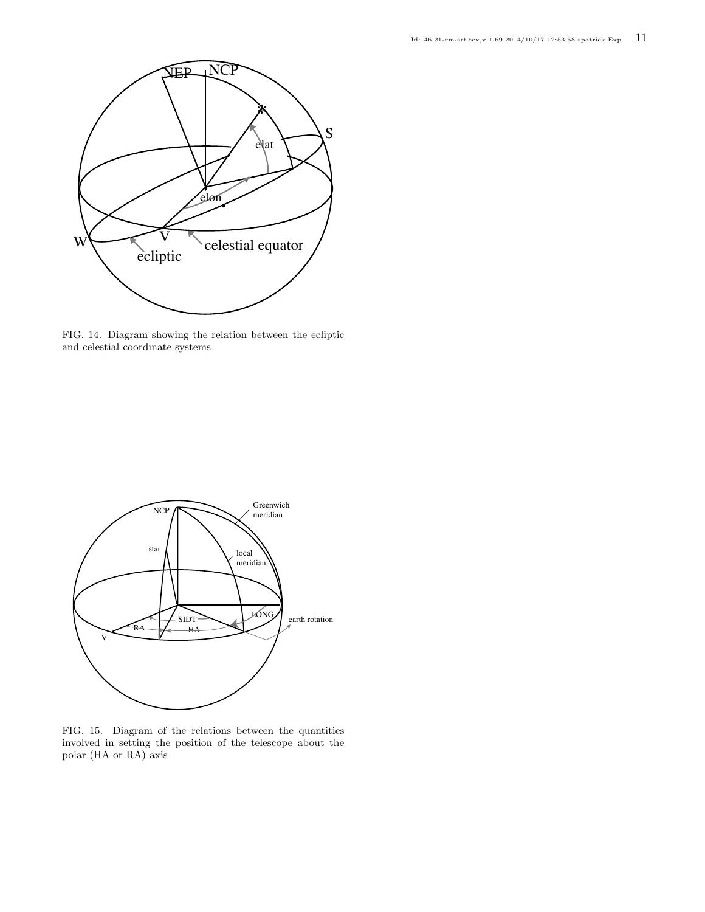NEP
NCP
*
S
elat
elon
W
V
ecliptic
celestial equator

FIG. 14. Diagram showing the relation between the ecliptic and celestial coordinate systems

NCP
Greenwich meridian
star
local meridian
LONG
SIDT
RA
HA
earth rotation
V

FIG. 15. Diagram of the relations between the quantities involved in setting the position of the telescope about the polar (HA or RA) axis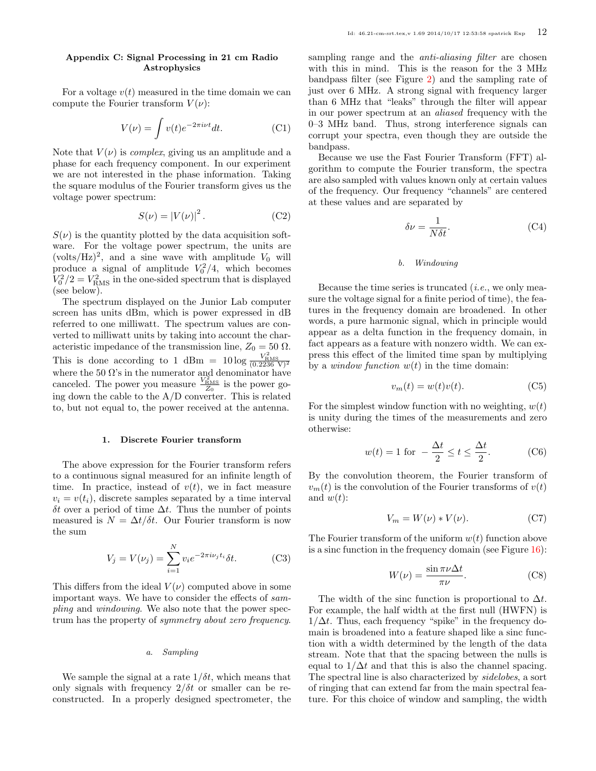## Appendix C: Signal Processing in 21 cm Radio Astrophysics

For a voltage $v(t)$ measured in the time domain we can compute the Fourier transform $V(\nu)$:

$$V(\nu) = \int v(t)e^{-2\pi i\nu t}dt. \tag{C1}$$

Note that $V(\nu)$ is *complex*, giving us an amplitude and a phase for each frequency component. In our experiment we are not interested in the phase information. Taking the square modulus of the Fourier transform gives us the voltage power spectrum:

$$S(\nu) = |V(\nu)|^2. \tag{C2}$$

$S(\nu)$ is the quantity plotted by the data acquisition software. For the voltage power spectrum, the units are $(\text{volts/Hz})^2$, and a sine wave with amplitude $V_0$ will produce a signal of amplitude $V_0^2/4$, which becomes $V_0^2/2 = V_{\rm RMS}^2$ in the one-sided spectrum that is displayed (see below).

The spectrum displayed on the Junior Lab computer screen has units dBm, which is power expressed in dB referred to one milliwatt. The spectrum values are converted to milliwatt units by taking into account the characteristic impedance of the transmission line, $Z_0 = 50\ \Omega$. This is done according to $1\ \text{dBm} = 10\log\frac{V_{\rm RMS}^2}{(0.2236\ \text{V})^2}$ where the 50 Ω's in the numerator and denominator have canceled. The power you measure $\frac{V_{\rm RMS}^2}{Z_0}$ is the power going down the cable to the A/D converter. This is related to, but not equal to, the power received at the antenna.

### 1. Discrete Fourier transform

The above expression for the Fourier transform refers to a continuous signal measured for an infinite length of time. In practice, instead of $v(t)$, we in fact measure $v_i = v(t_i)$, discrete samples separated by a time interval $\delta t$ over a period of time $\Delta t$. Thus the number of points measured is $N = \Delta t/\delta t$. Our Fourier transform is now the sum

$$V_j = V(\nu_j) = \sum_{i=1}^{N} v_i e^{-2\pi i\nu_j t_i}\delta t. \tag{C3}$$

This differs from the ideal $V(\nu)$ computed above in some important ways. We have to consider the effects of *sampling* and *windowing*. We also note that the power spectrum has the property of *symmetry about zero frequency*.

#### a. Sampling

We sample the signal at a rate $1/\delta t$, which means that only signals with frequency $2/\delta t$ or smaller can be reconstructed. In a properly designed spectrometer, the sampling range and the *anti-aliasing filter* are chosen with this in mind. This is the reason for the 3 MHz bandpass filter (see Figure 2) and the sampling rate of just over 6 MHz. A strong signal with frequency larger than 6 MHz that "leaks" through the filter will appear in our power spectrum at an *aliased* frequency with the 0–3 MHz band. Thus, strong interference signals can corrupt your spectra, even though they are outside the bandpass.

Because we use the Fast Fourier Transform (FFT) algorithm to compute the Fourier transform, the spectra are also sampled with values known only at certain values of the frequency. Our frequency "channels" are centered at these values and are separated by

$$\delta\nu = \frac{1}{N\delta t}. \tag{C4}$$

#### b. Windowing

Because the time series is truncated (*i.e.*, we only measure the voltage signal for a finite period of time), the features in the frequency domain are broadened. In other words, a pure harmonic signal, which in principle would appear as a delta function in the frequency domain, in fact appears as a feature with nonzero width. We can express this effect of the limited time span by multiplying by a *window function* $w(t)$ in the time domain:

$$v_m(t) = w(t)v(t). \tag{C5}$$

For the simplest window function with no weighting, $w(t)$ is unity during the times of the measurements and zero otherwise:

$$w(t) = 1 \text{ for } -\frac{\Delta t}{2} \le t \le \frac{\Delta t}{2}. \tag{C6}$$

By the convolution theorem, the Fourier transform of $v_m(t)$ is the convolution of the Fourier transforms of $v(t)$ and $w(t)$:

$$V_m = W(\nu) * V(\nu). \tag{C7}$$

The Fourier transform of the uniform $w(t)$ function above is a sinc function in the frequency domain (see Figure 16):

$$W(\nu) = \frac{\sin\pi\nu\Delta t}{\pi\nu}. \tag{C8}$$

The width of the sinc function is proportional to $\Delta t$. For example, the half width at the first null (HWFN) is $1/\Delta t$. Thus, each frequency "spike" in the frequency domain is broadened into a feature shaped like a sinc function with a width determined by the length of the data stream. Note that that the spacing between the nulls is equal to $1/\Delta t$ and that this is also the channel spacing. The spectral line is also characterized by *sidelobes*, a sort of ringing that can extend far from the main spectral feature. For this choice of window and sampling, the width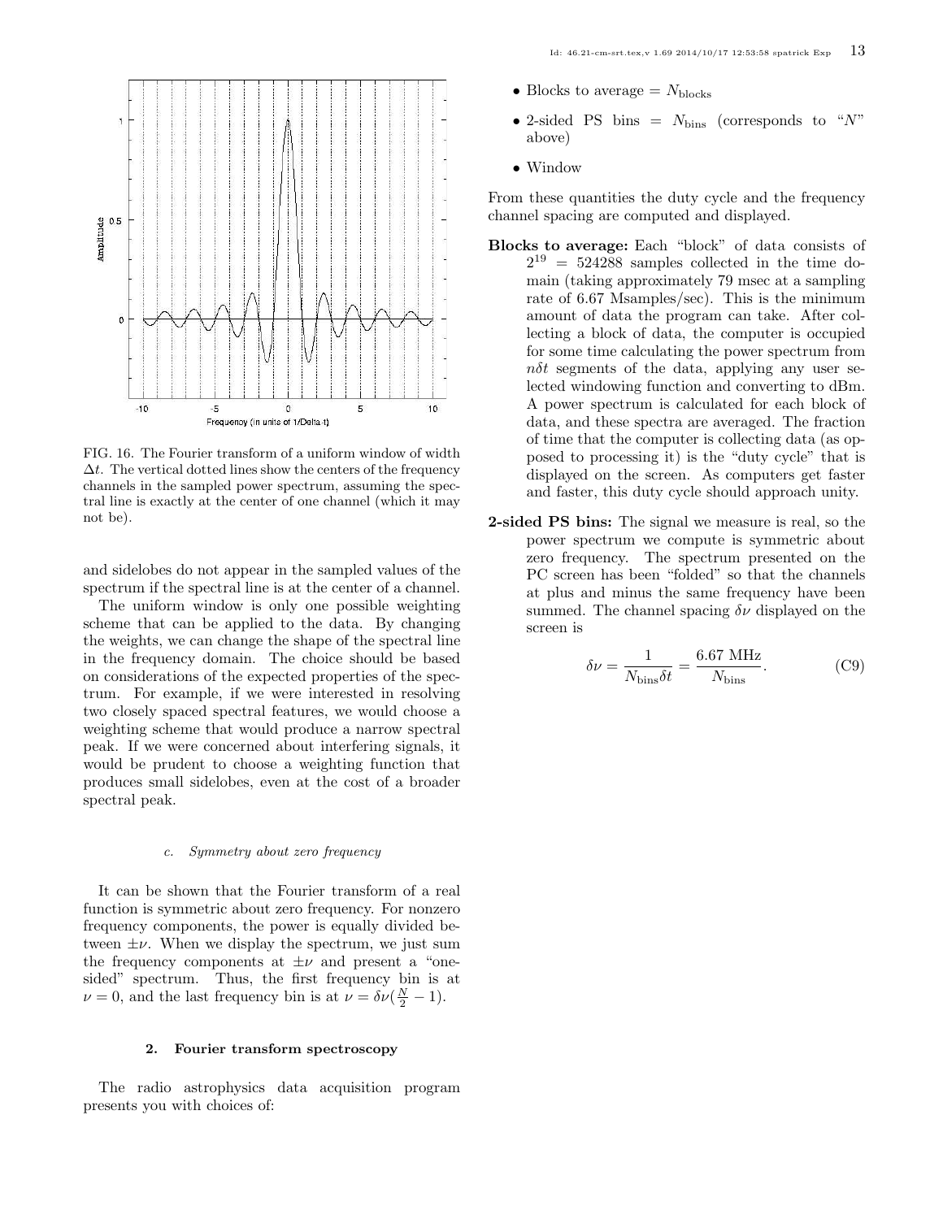Amplitude

1

0.5

0

-10 -5 0 5 10

Frequency (in units of 1/Delta t)

FIG. 16. The Fourier transform of a uniform window of width $\Delta t$. The vertical dotted lines show the centers of the frequency channels in the sampled power spectrum, assuming the spectral line is exactly at the center of one channel (which it may not be).

and sidelobes do not appear in the sampled values of the spectrum if the spectral line is at the center of a channel.

The uniform window is only one possible weighting scheme that can be applied to the data. By changing the weights, we can change the shape of the spectral line in the frequency domain. The choice should be based on considerations of the expected properties of the spectrum. For example, if we were interested in resolving two closely spaced spectral features, we would choose a weighting scheme that would produce a narrow spectral peak. If we were concerned about interfering signals, it would be prudent to choose a weighting function that produces small sidelobes, even at the cost of a broader spectral peak.

#### c. *Symmetry about zero frequency*

It can be shown that the Fourier transform of a real function is symmetric about zero frequency. For nonzero frequency components, the power is equally divided between $\pm\nu$. When we display the spectrum, we just sum the frequency components at $\pm\nu$ and present a "one-sided" spectrum. Thus, the first frequency bin is at $\nu = 0$, and the last frequency bin is at $\nu = \delta\nu(\frac{N}{2} - 1)$.

### 2. Fourier transform spectroscopy

The radio astrophysics data acquisition program presents you with choices of:

- Blocks to average = $N_{\mathrm{blocks}}$
- 2-sided PS bins = $N_{\mathrm{bins}}$ (corresponds to "$N$" above)
- Window

From these quantities the duty cycle and the frequency channel spacing are computed and displayed.

**Blocks to average:** Each "block" of data consists of $2^{19} = 524288$ samples collected in the time domain (taking approximately 79 msec at a sampling rate of 6.67 Msamples/sec). This is the minimum amount of data the program can take. After collecting a block of data, the computer is occupied for some time calculating the power spectrum from $n\delta t$ segments of the data, applying any user selected windowing function and converting to dBm. A power spectrum is calculated for each block of data, and these spectra are averaged. The fraction of time that the computer is collecting data (as opposed to processing it) is the "duty cycle" that is displayed on the screen. As computers get faster and faster, this duty cycle should approach unity.

**2-sided PS bins:** The signal we measure is real, so the power spectrum we compute is symmetric about zero frequency. The spectrum presented on the PC screen has been "folded" so that the channels at plus and minus the same frequency have been summed. The channel spacing $\delta\nu$ displayed on the screen is

$$\delta\nu = \frac{1}{N_{\mathrm{bins}}\delta t} = \frac{6.67 \text{ MHz}}{N_{\mathrm{bins}}}. \tag{C9}$$